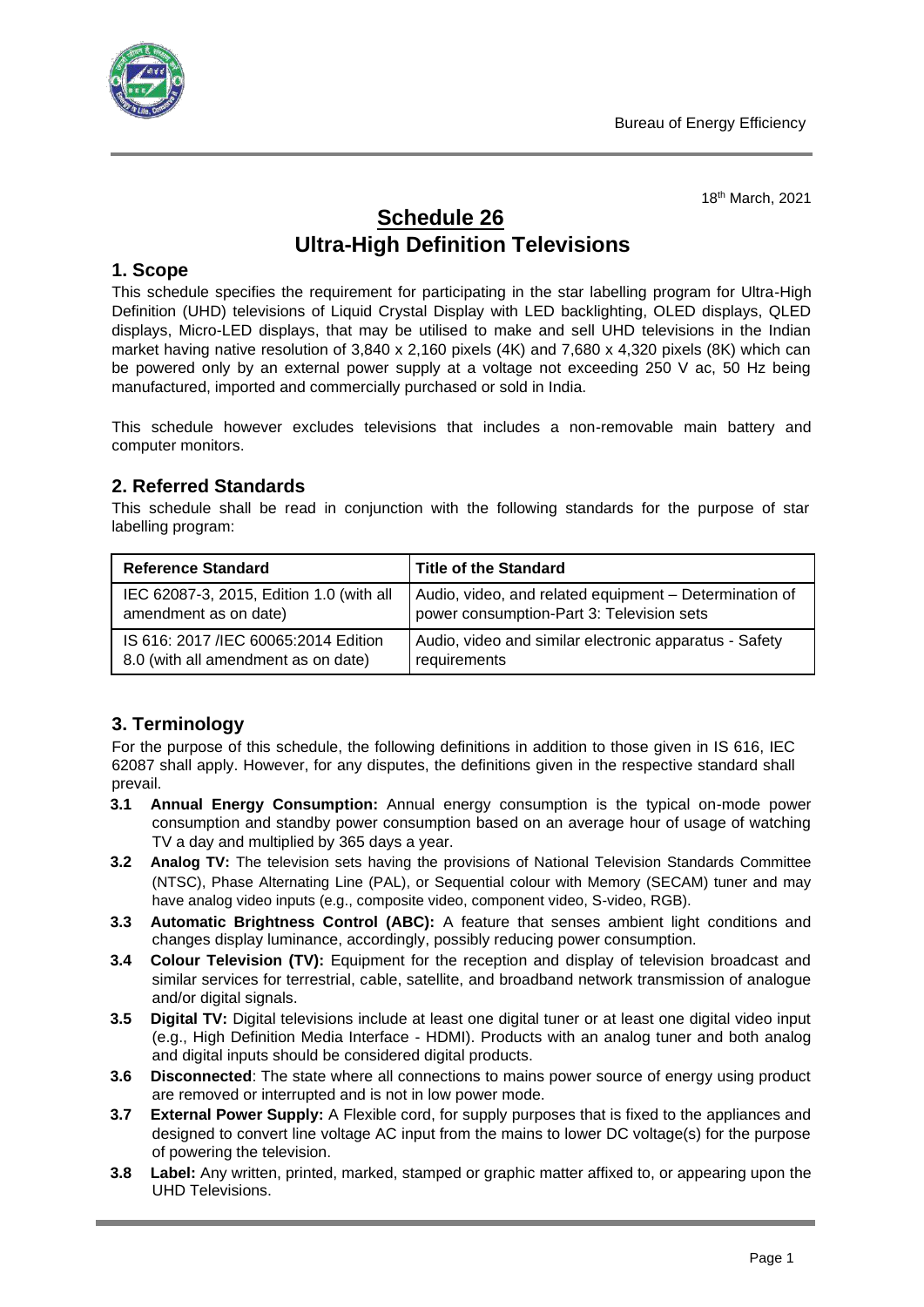18th March, 2021

# Schedule 26
# Ultra-High Definition Televisions

## 1. Scope

This schedule specifies the requirement for participating in the star labelling program for Ultra-High Definition (UHD) televisions of Liquid Crystal Display with LED backlighting, OLED displays, QLED displays, Micro-LED displays, that may be utilised to make and sell UHD televisions in the Indian market having native resolution of 3,840 x 2,160 pixels (4K) and 7,680 x 4,320 pixels (8K) which can be powered only by an external power supply at a voltage not exceeding 250 V ac, 50 Hz being manufactured, imported and commercially purchased or sold in India.

This schedule however excludes televisions that includes a non-removable main battery and computer monitors.

## 2. Referred Standards

This schedule shall be read in conjunction with the following standards for the purpose of star labelling program:

| Reference Standard | Title of the Standard |
|---|---|
| IEC 62087-3, 2015, Edition 1.0 (with all amendment as on date) | Audio, video, and related equipment – Determination of power consumption-Part 3: Television sets |
| IS 616: 2017 /IEC 60065:2014 Edition 8.0 (with all amendment as on date) | Audio, video and similar electronic apparatus - Safety requirements |

## 3. Terminology

For the purpose of this schedule, the following definitions in addition to those given in IS 616, IEC 62087 shall apply. However, for any disputes, the definitions given in the respective standard shall prevail.

- **3.1 Annual Energy Consumption:** Annual energy consumption is the typical on-mode power consumption and standby power consumption based on an average hour of usage of watching TV a day and multiplied by 365 days a year.
- **3.2 Analog TV:** The television sets having the provisions of National Television Standards Committee (NTSC), Phase Alternating Line (PAL), or Sequential colour with Memory (SECAM) tuner and may have analog video inputs (e.g., composite video, component video, S-video, RGB).
- **3.3 Automatic Brightness Control (ABC):** A feature that senses ambient light conditions and changes display luminance, accordingly, possibly reducing power consumption.
- **3.4 Colour Television (TV):** Equipment for the reception and display of television broadcast and similar services for terrestrial, cable, satellite, and broadband network transmission of analogue and/or digital signals.
- **3.5 Digital TV:** Digital televisions include at least one digital tuner or at least one digital video input (e.g., High Definition Media Interface - HDMI). Products with an analog tuner and both analog and digital inputs should be considered digital products.
- **3.6 Disconnected**: The state where all connections to mains power source of energy using product are removed or interrupted and is not in low power mode.
- **3.7 External Power Supply:** A Flexible cord, for supply purposes that is fixed to the appliances and designed to convert line voltage AC input from the mains to lower DC voltage(s) for the purpose of powering the television.
- **3.8 Label:** Any written, printed, marked, stamped or graphic matter affixed to, or appearing upon the UHD Televisions.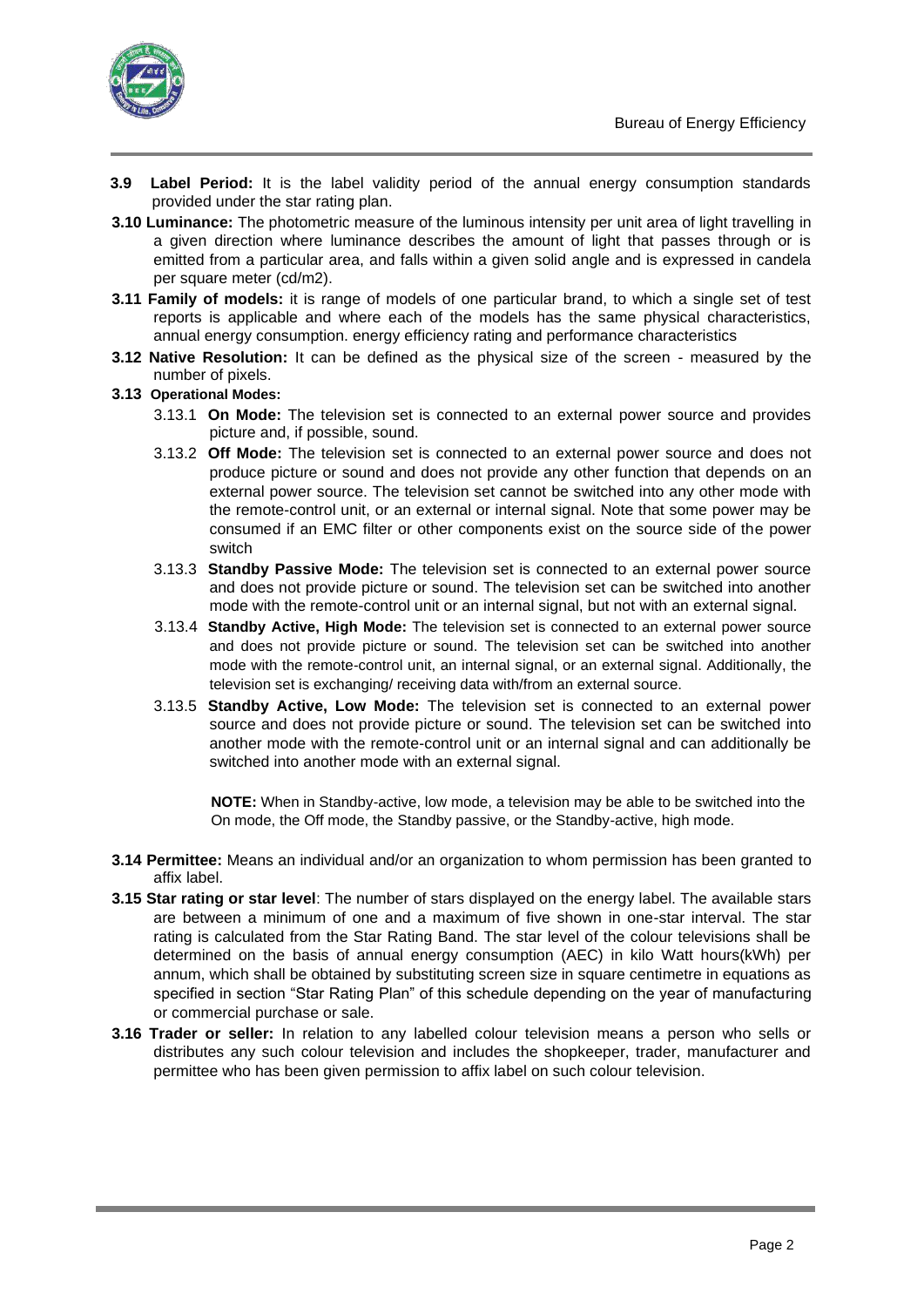**3.9 Label Period:** It is the label validity period of the annual energy consumption standards provided under the star rating plan.

**3.10 Luminance:** The photometric measure of the luminous intensity per unit area of light travelling in a given direction where luminance describes the amount of light that passes through or is emitted from a particular area, and falls within a given solid angle and is expressed in candela per square meter (cd/m2).

**3.11 Family of models:** it is range of models of one particular brand, to which a single set of test reports is applicable and where each of the models has the same physical characteristics, annual energy consumption. energy efficiency rating and performance characteristics

**3.12 Native Resolution:** It can be defined as the physical size of the screen - measured by the number of pixels.

**3.13 Operational Modes:**

3.13.1 **On Mode:** The television set is connected to an external power source and provides picture and, if possible, sound.

3.13.2 **Off Mode:** The television set is connected to an external power source and does not produce picture or sound and does not provide any other function that depends on an external power source. The television set cannot be switched into any other mode with the remote-control unit, or an external or internal signal. Note that some power may be consumed if an EMC filter or other components exist on the source side of the power switch

3.13.3 **Standby Passive Mode:** The television set is connected to an external power source and does not provide picture or sound. The television set can be switched into another mode with the remote-control unit or an internal signal, but not with an external signal.

3.13.4 **Standby Active, High Mode:** The television set is connected to an external power source and does not provide picture or sound. The television set can be switched into another mode with the remote-control unit, an internal signal, or an external signal. Additionally, the television set is exchanging/ receiving data with/from an external source.

3.13.5 **Standby Active, Low Mode:** The television set is connected to an external power source and does not provide picture or sound. The television set can be switched into another mode with the remote-control unit or an internal signal and can additionally be switched into another mode with an external signal.

**NOTE:** When in Standby-active, low mode, a television may be able to be switched into the On mode, the Off mode, the Standby passive, or the Standby-active, high mode.

**3.14 Permittee:** Means an individual and/or an organization to whom permission has been granted to affix label.

**3.15 Star rating or star level**: The number of stars displayed on the energy label. The available stars are between a minimum of one and a maximum of five shown in one-star interval. The star rating is calculated from the Star Rating Band. The star level of the colour televisions shall be determined on the basis of annual energy consumption (AEC) in kilo Watt hours(kWh) per annum, which shall be obtained by substituting screen size in square centimetre in equations as specified in section "Star Rating Plan" of this schedule depending on the year of manufacturing or commercial purchase or sale.

**3.16 Trader or seller:** In relation to any labelled colour television means a person who sells or distributes any such colour television and includes the shopkeeper, trader, manufacturer and permittee who has been given permission to affix label on such colour television.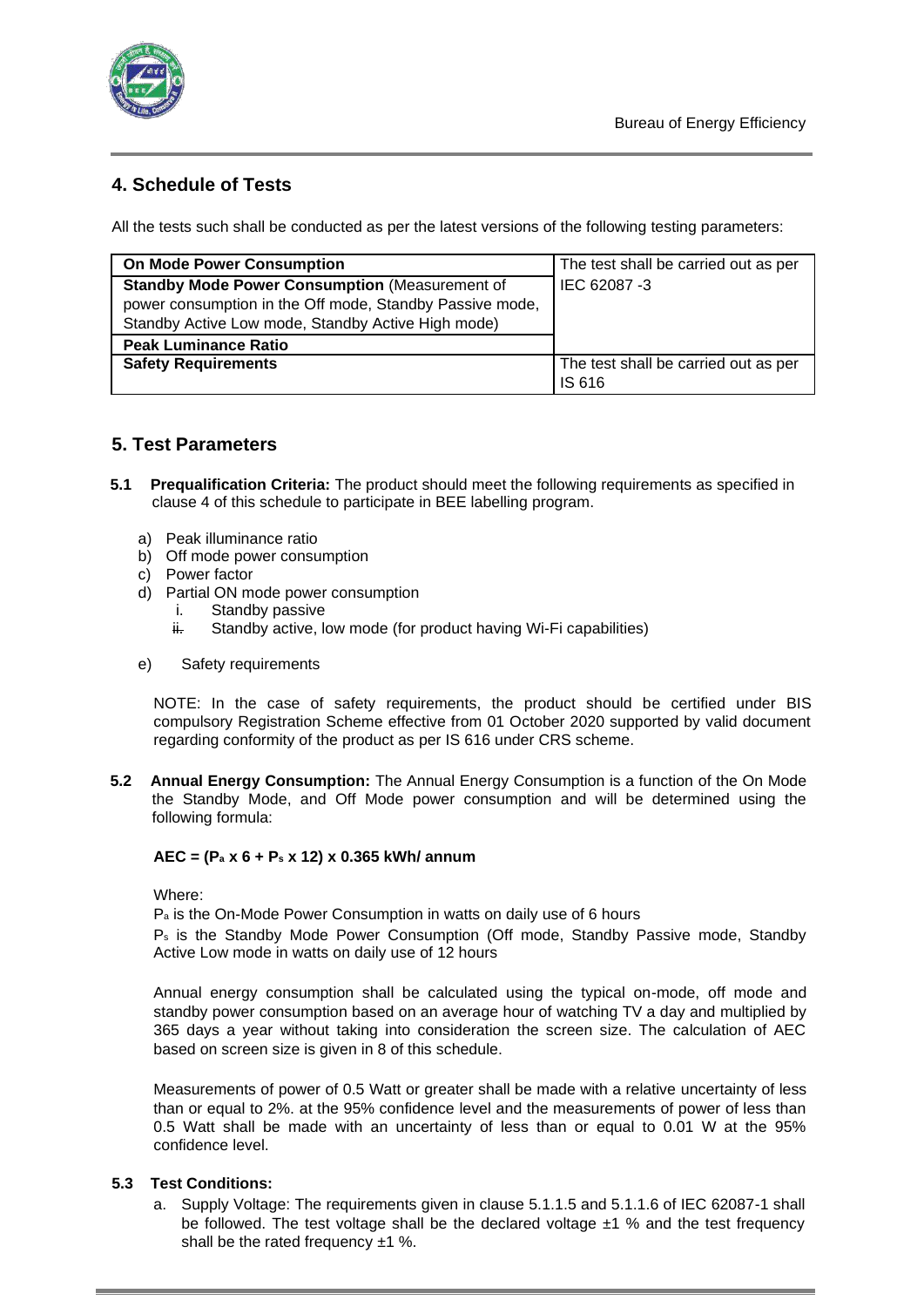## 4. Schedule of Tests

All the tests such shall be conducted as per the latest versions of the following testing parameters:

| On Mode Power Consumption | The test shall be carried out as per IEC 62087 -3 |
|---|---|
| **Standby Mode Power Consumption** (Measurement of power consumption in the Off mode, Standby Passive mode, Standby Active Low mode, Standby Active High mode) | |
| **Peak Luminance Ratio** | |
| **Safety Requirements** | The test shall be carried out as per IS 616 |

## 5. Test Parameters

**5.1 Prequalification Criteria:** The product should meet the following requirements as specified in clause 4 of this schedule to participate in BEE labelling program.

a) Peak illuminance ratio
b) Off mode power consumption
c) Power factor
d) Partial ON mode power consumption
   i. Standby passive
   ii. Standby active, low mode (for product having Wi-Fi capabilities)

e) Safety requirements

NOTE: In the case of safety requirements, the product should be certified under BIS compulsory Registration Scheme effective from 01 October 2020 supported by valid document regarding conformity of the product as per IS 616 under CRS scheme.

**5.2 Annual Energy Consumption:** The Annual Energy Consumption is a function of the On Mode the Standby Mode, and Off Mode power consumption and will be determined using the following formula:

**AEC = ($P_a$ x 6 + $P_s$ x 12) x 0.365 kWh/ annum**

Where:

$P_a$ is the On-Mode Power Consumption in watts on daily use of 6 hours

$P_s$ is the Standby Mode Power Consumption (Off mode, Standby Passive mode, Standby Active Low mode in watts on daily use of 12 hours

Annual energy consumption shall be calculated using the typical on-mode, off mode and standby power consumption based on an average hour of watching TV a day and multiplied by 365 days a year without taking into consideration the screen size. The calculation of AEC based on screen size is given in 8 of this schedule.

Measurements of power of 0.5 Watt or greater shall be made with a relative uncertainty of less than or equal to 2%. at the 95% confidence level and the measurements of power of less than 0.5 Watt shall be made with an uncertainty of less than or equal to 0.01 W at the 95% confidence level.

**5.3 Test Conditions:**

a. Supply Voltage: The requirements given in clause 5.1.1.5 and 5.1.1.6 of IEC 62087-1 shall be followed. The test voltage shall be the declared voltage ±1 % and the test frequency shall be the rated frequency ±1 %.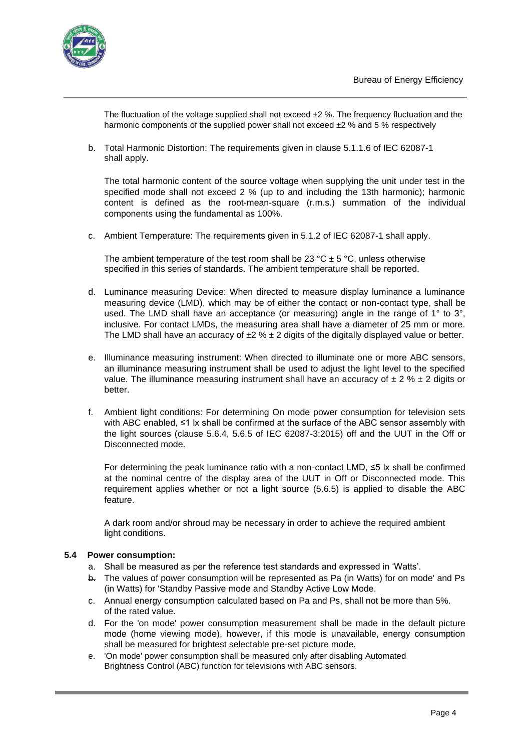The fluctuation of the voltage supplied shall not exceed ±2 %. The frequency fluctuation and the harmonic components of the supplied power shall not exceed ±2 % and 5 % respectively

b. Total Harmonic Distortion: The requirements given in clause 5.1.1.6 of IEC 62087-1 shall apply.

   The total harmonic content of the source voltage when supplying the unit under test in the specified mode shall not exceed 2 % (up to and including the 13th harmonic); harmonic content is defined as the root-mean-square (r.m.s.) summation of the individual components using the fundamental as 100%.

c. Ambient Temperature: The requirements given in 5.1.2 of IEC 62087-1 shall apply.

   The ambient temperature of the test room shall be 23 °C ± 5 °C, unless otherwise specified in this series of standards. The ambient temperature shall be reported.

d. Luminance measuring Device: When directed to measure display luminance a luminance measuring device (LMD), which may be of either the contact or non-contact type, shall be used. The LMD shall have an acceptance (or measuring) angle in the range of 1° to 3°, inclusive. For contact LMDs, the measuring area shall have a diameter of 25 mm or more. The LMD shall have an accuracy of ±2 % ± 2 digits of the digitally displayed value or better.

e. Illuminance measuring instrument: When directed to illuminate one or more ABC sensors, an illuminance measuring instrument shall be used to adjust the light level to the specified value. The illuminance measuring instrument shall have an accuracy of ± 2 % ± 2 digits or better.

f. Ambient light conditions: For determining On mode power consumption for television sets with ABC enabled, ≤1 lx shall be confirmed at the surface of the ABC sensor assembly with the light sources (clause 5.6.4, 5.6.5 of IEC 62087-3:2015) off and the UUT in the Off or Disconnected mode.

   For determining the peak luminance ratio with a non-contact LMD, ≤5 lx shall be confirmed at the nominal centre of the display area of the UUT in Off or Disconnected mode. This requirement applies whether or not a light source (5.6.5) is applied to disable the ABC feature.

   A dark room and/or shroud may be necessary in order to achieve the required ambient light conditions.

#### 5.4 Power consumption:

a. Shall be measured as per the reference test standards and expressed in 'Watts'.
b. The values of power consumption will be represented as Pa (in Watts) for on mode' and Ps (in Watts) for 'Standby Passive mode and Standby Active Low Mode.
c. Annual energy consumption calculated based on Pa and Ps, shall not be more than 5%. of the rated value.
d. For the 'on mode' power consumption measurement shall be made in the default picture mode (home viewing mode), however, if this mode is unavailable, energy consumption shall be measured for brightest selectable pre-set picture mode.
e. 'On mode' power consumption shall be measured only after disabling Automated Brightness Control (ABC) function for televisions with ABC sensors.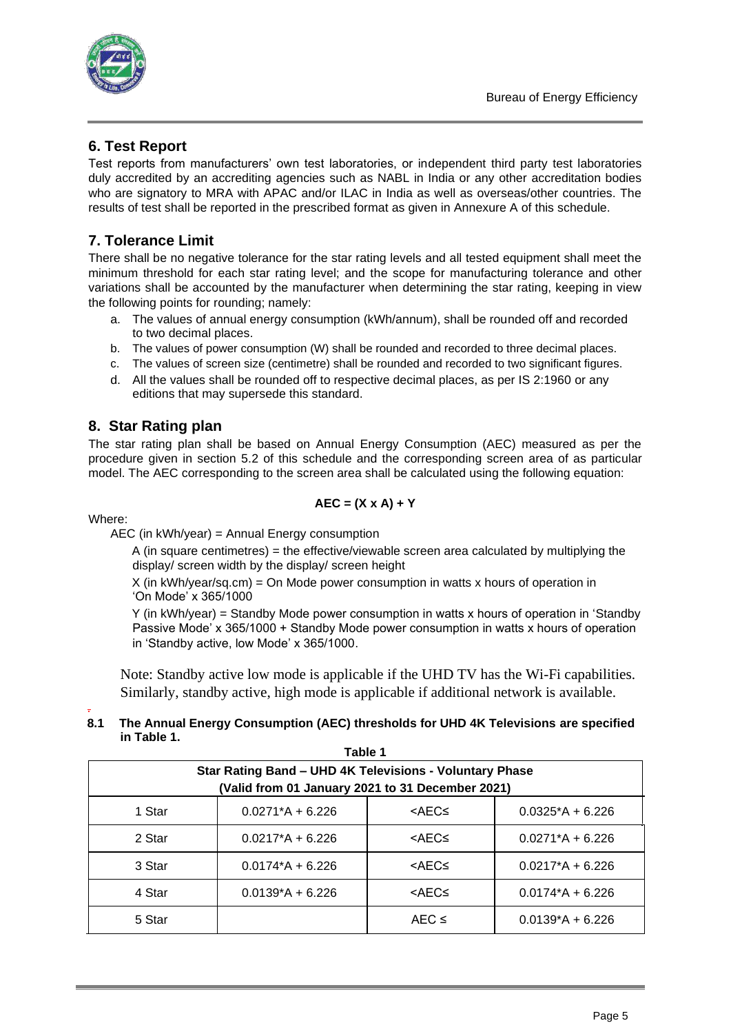## 6. Test Report

Test reports from manufacturers' own test laboratories, or independent third party test laboratories duly accredited by an accrediting agencies such as NABL in India or any other accreditation bodies who are signatory to MRA with APAC and/or ILAC in India as well as overseas/other countries. The results of test shall be reported in the prescribed format as given in Annexure A of this schedule.

## 7. Tolerance Limit

There shall be no negative tolerance for the star rating levels and all tested equipment shall meet the minimum threshold for each star rating level; and the scope for manufacturing tolerance and other variations shall be accounted by the manufacturer when determining the star rating, keeping in view the following points for rounding; namely:

a. The values of annual energy consumption (kWh/annum), shall be rounded off and recorded to two decimal places.
b. The values of power consumption (W) shall be rounded and recorded to three decimal places.
c. The values of screen size (centimetre) shall be rounded and recorded to two significant figures.
d. All the values shall be rounded off to respective decimal places, as per IS 2:1960 or any editions that may supersede this standard.

## 8. Star Rating plan

The star rating plan shall be based on Annual Energy Consumption (AEC) measured as per the procedure given in section 5.2 of this schedule and the corresponding screen area of as particular model. The AEC corresponding to the screen area shall be calculated using the following equation:

$$AEC = (X \times A) + Y$$

Where:

AEC (in kWh/year) = Annual Energy consumption

A (in square centimetres) = the effective/viewable screen area calculated by multiplying the display/ screen width by the display/ screen height

X (in kWh/year/sq.cm) = On Mode power consumption in watts x hours of operation in 'On Mode' x 365/1000

Y (in kWh/year) = Standby Mode power consumption in watts x hours of operation in 'Standby Passive Mode' x 365/1000 + Standby Mode power consumption in watts x hours of operation in 'Standby active, low Mode' x 365/1000.

Note: Standby active low mode is applicable if the UHD TV has the Wi-Fi capabilities. Similarly, standby active, high mode is applicable if additional network is available.

**8.1 The Annual Energy Consumption (AEC) thresholds for UHD 4K Televisions are specified in Table 1.**

**Table 1**

| **Star Rating Band – UHD 4K Televisions - Voluntary Phase (Valid from 01 January 2021 to 31 December 2021)** | | | |
|---|---|---|---|
| 1 Star | 0.0271*A + 6.226 | <AEC≤ | 0.0325*A + 6.226 |
| 2 Star | 0.0217*A + 6.226 | <AEC≤ | 0.0271*A + 6.226 |
| 3 Star | 0.0174*A + 6.226 | <AEC≤ | 0.0217*A + 6.226 |
| 4 Star | 0.0139*A + 6.226 | <AEC≤ | 0.0174*A + 6.226 |
| 5 Star | | AEC ≤ | 0.0139*A + 6.226 |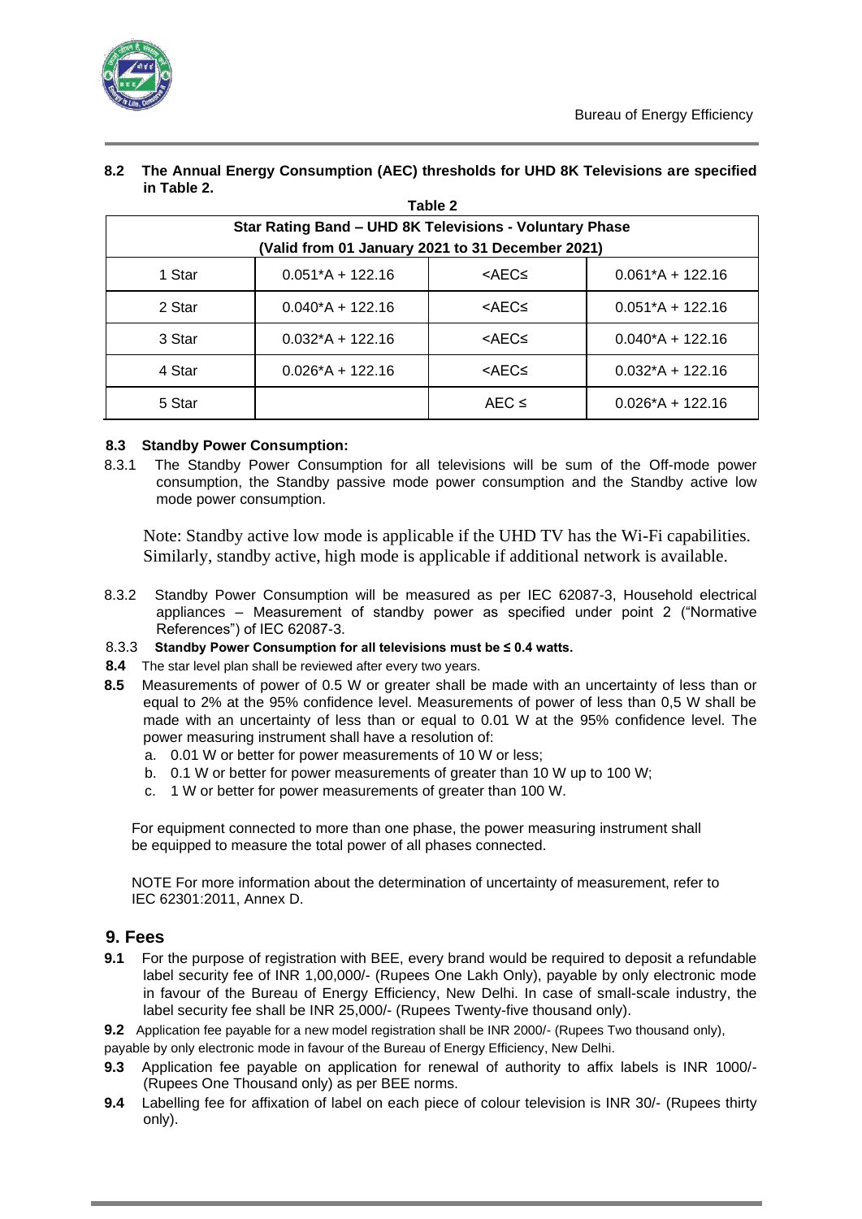**8.2 The Annual Energy Consumption (AEC) thresholds for UHD 8K Televisions are specified in Table 2.**

**Table 2**

| Star Rating Band – UHD 8K Televisions - Voluntary Phase (Valid from 01 January 2021 to 31 December 2021) | | | |
|---|---|---|---|
| 1 Star | 0.051*A + 122.16 | <AEC≤ | 0.061*A + 122.16 |
| 2 Star | 0.040*A + 122.16 | <AEC≤ | 0.051*A + 122.16 |
| 3 Star | 0.032*A + 122.16 | <AEC≤ | 0.040*A + 122.16 |
| 4 Star | 0.026*A + 122.16 | <AEC≤ | 0.032*A + 122.16 |
| 5 Star | | AEC ≤ | 0.026*A + 122.16 |

**8.3 Standby Power Consumption:**

8.3.1 The Standby Power Consumption for all televisions will be sum of the Off-mode power consumption, the Standby passive mode power consumption and the Standby active low mode power consumption.

Note: Standby active low mode is applicable if the UHD TV has the Wi-Fi capabilities. Similarly, standby active, high mode is applicable if additional network is available.

8.3.2 Standby Power Consumption will be measured as per IEC 62087-3, Household electrical appliances – Measurement of standby power as specified under point 2 ("Normative References") of IEC 62087-3.

8.3.3 **Standby Power Consumption for all televisions must be ≤ 0.4 watts.**

**8.4** The star level plan shall be reviewed after every two years.

**8.5** Measurements of power of 0.5 W or greater shall be made with an uncertainty of less than or equal to 2% at the 95% confidence level. Measurements of power of less than 0,5 W shall be made with an uncertainty of less than or equal to 0.01 W at the 95% confidence level. The power measuring instrument shall have a resolution of:

a. 0.01 W or better for power measurements of 10 W or less;
b. 0.1 W or better for power measurements of greater than 10 W up to 100 W;
c. 1 W or better for power measurements of greater than 100 W.

For equipment connected to more than one phase, the power measuring instrument shall be equipped to measure the total power of all phases connected.

NOTE For more information about the determination of uncertainty of measurement, refer to IEC 62301:2011, Annex D.

## 9. Fees

**9.1** For the purpose of registration with BEE, every brand would be required to deposit a refundable label security fee of INR 1,00,000/- (Rupees One Lakh Only), payable by only electronic mode in favour of the Bureau of Energy Efficiency, New Delhi. In case of small-scale industry, the label security fee shall be INR 25,000/- (Rupees Twenty-five thousand only).

**9.2** Application fee payable for a new model registration shall be INR 2000/- (Rupees Two thousand only), payable by only electronic mode in favour of the Bureau of Energy Efficiency, New Delhi.

**9.3** Application fee payable on application for renewal of authority to affix labels is INR 1000/- (Rupees One Thousand only) as per BEE norms.

**9.4** Labelling fee for affixation of label on each piece of colour television is INR 30/- (Rupees thirty only).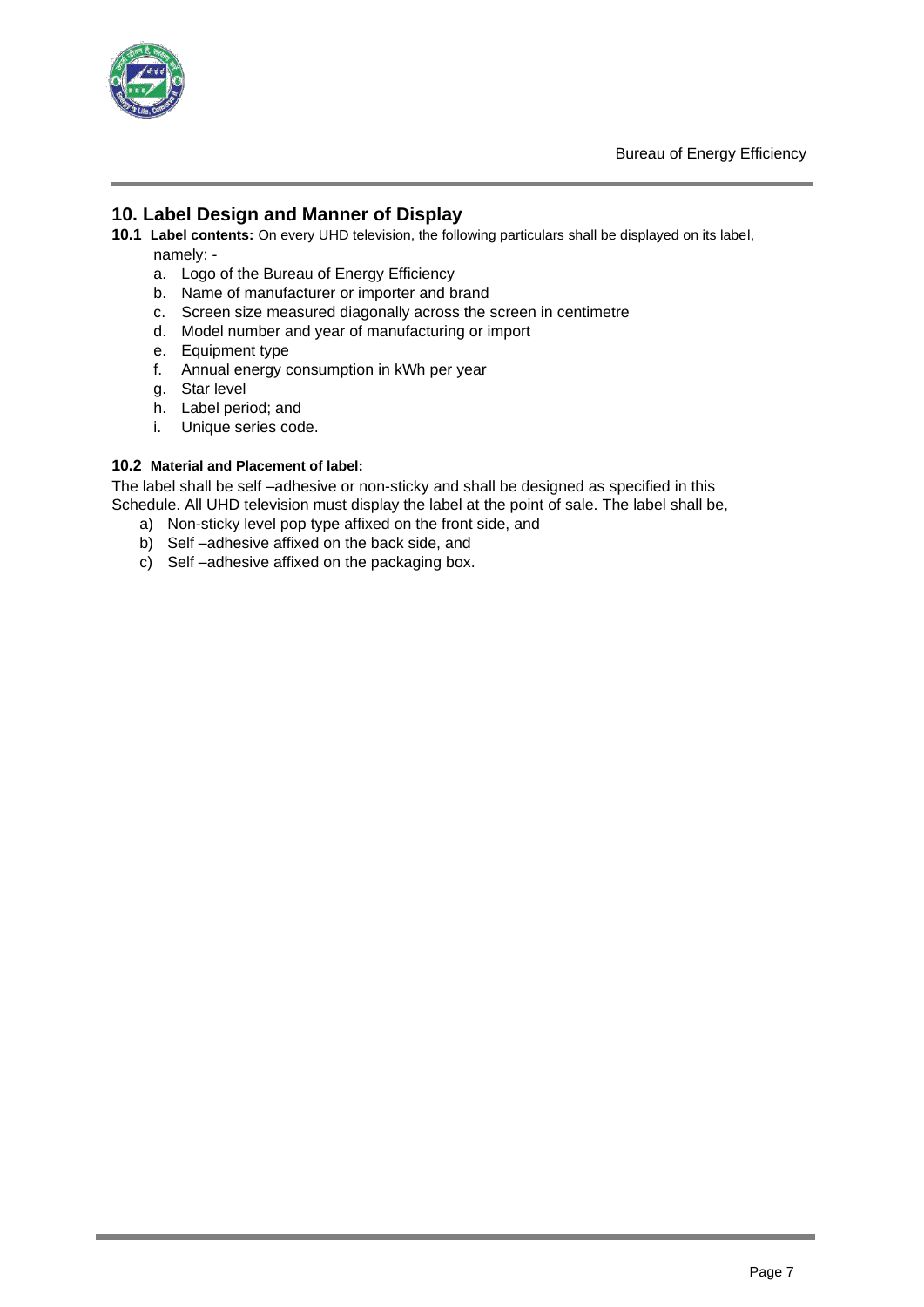## 10. Label Design and Manner of Display

**10.1 Label contents:** On every UHD television, the following particulars shall be displayed on its label, namely: -

a. Logo of the Bureau of Energy Efficiency
b. Name of manufacturer or importer and brand
c. Screen size measured diagonally across the screen in centimetre
d. Model number and year of manufacturing or import
e. Equipment type
f. Annual energy consumption in kWh per year
g. Star level
h. Label period; and
i. Unique series code.

**10.2 Material and Placement of label:**

The label shall be self –adhesive or non-sticky and shall be designed as specified in this Schedule. All UHD television must display the label at the point of sale. The label shall be,

a) Non-sticky level pop type affixed on the front side, and
b) Self –adhesive affixed on the back side, and
c) Self –adhesive affixed on the packaging box.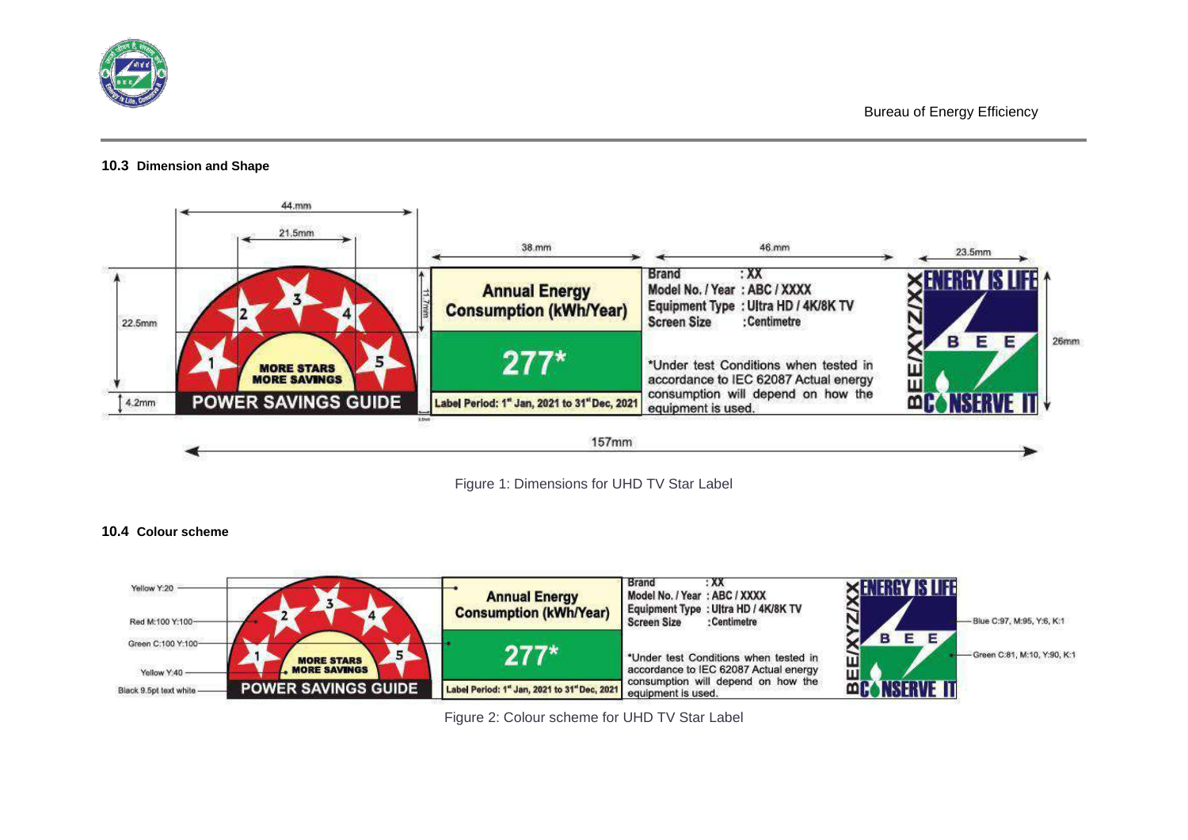### 10.3 Dimension and Shape

Figure 1: Dimensions for UHD TV Star Label

### 10.4 Colour scheme

Figure 2: Colour scheme for UHD TV Star Label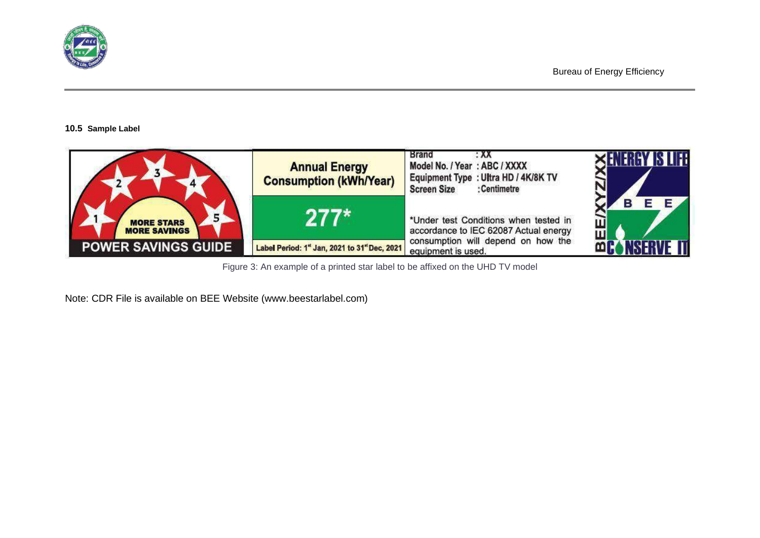### 10.5 Sample Label

| POWER SAVINGS GUIDE | Annual Energy Consumption (kWh/Year) | Brand : XX | |
|---|---|---|---|
| 1 2 3 4 5 MORE STARS MORE SAVINGS | 277* | Model No. / Year : ABC / XXXX | BEE/XYZ/XX |
| | | Equipment Type : Ultra HD / 4K/8K TV | ENERGY IS LIFE BEE CONSERVE IT |
| | | Screen Size : Centimetre | |
| | Label Period: 1st Jan, 2021 to 31st Dec, 2021 | *Under test Conditions when tested in accordance to IEC 62087 Actual energy consumption will depend on how the equipment is used. | |

Figure 3: An example of a printed star label to be affixed on the UHD TV model

Note: CDR File is available on BEE Website (www.beestarlabel.com)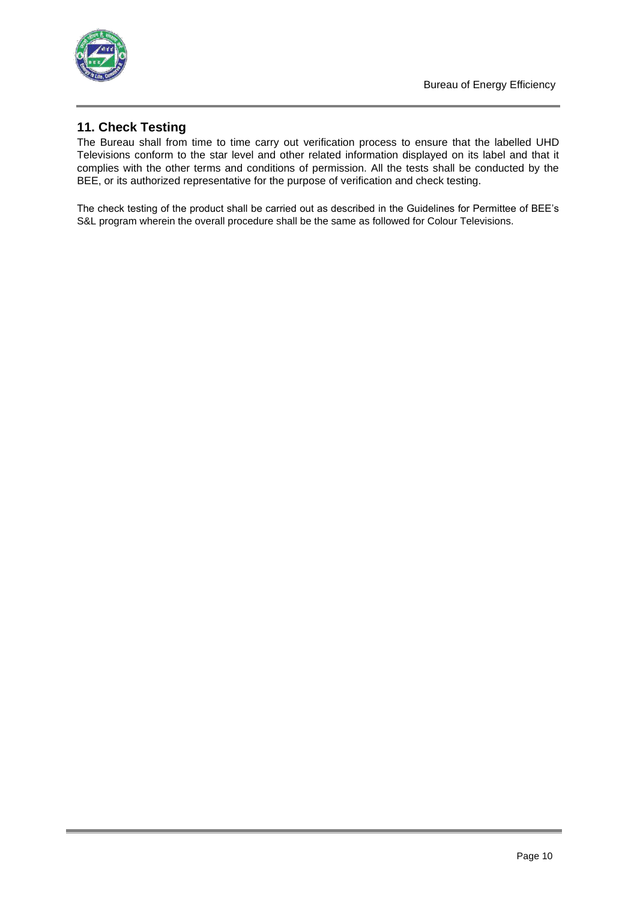## 11. Check Testing

The Bureau shall from time to time carry out verification process to ensure that the labelled UHD Televisions conform to the star level and other related information displayed on its label and that it complies with the other terms and conditions of permission. All the tests shall be conducted by the BEE, or its authorized representative for the purpose of verification and check testing.

The check testing of the product shall be carried out as described in the Guidelines for Permittee of BEE's S&L program wherein the overall procedure shall be the same as followed for Colour Televisions.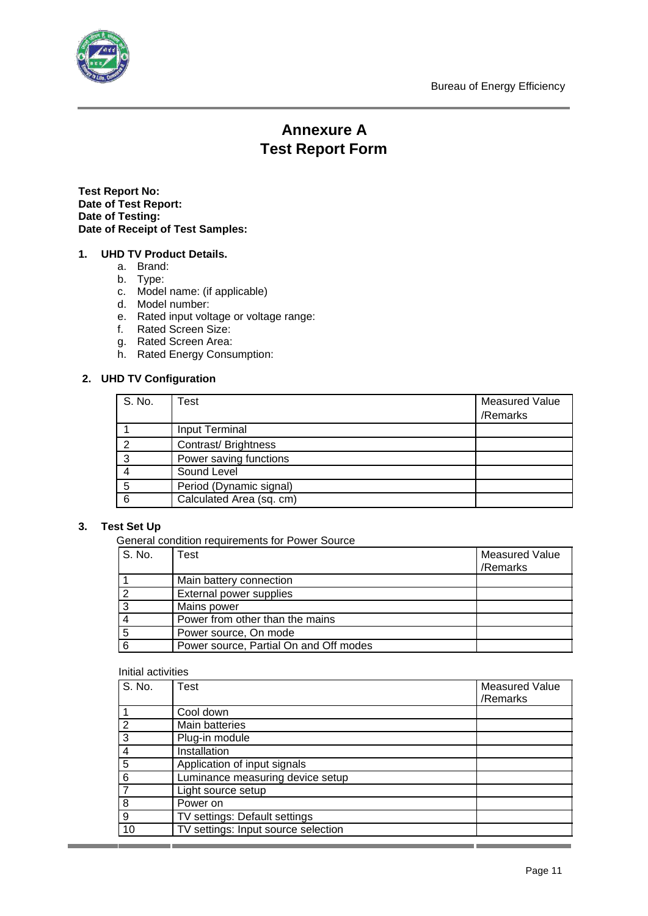# Annexure A
# Test Report Form

**Test Report No:**
**Date of Test Report:**
**Date of Testing:**
**Date of Receipt of Test Samples:**

**1. UHD TV Product Details.**

a. Brand:
b. Type:
c. Model name: (if applicable)
d. Model number:
e. Rated input voltage or voltage range:
f. Rated Screen Size:
g. Rated Screen Area:
h. Rated Energy Consumption:

**2. UHD TV Configuration**

| S. No. | Test | Measured Value /Remarks |
|---|---|---|
| 1 | Input Terminal | |
| 2 | Contrast/ Brightness | |
| 3 | Power saving functions | |
| 4 | Sound Level | |
| 5 | Period (Dynamic signal) | |
| 6 | Calculated Area (sq. cm) | |

**3. Test Set Up**

General condition requirements for Power Source

| S. No. | Test | Measured Value /Remarks |
|---|---|---|
| 1 | Main battery connection | |
| 2 | External power supplies | |
| 3 | Mains power | |
| 4 | Power from other than the mains | |
| 5 | Power source, On mode | |
| 6 | Power source, Partial On and Off modes | |

Initial activities

| S. No. | Test | Measured Value /Remarks |
|---|---|---|
| 1 | Cool down | |
| 2 | Main batteries | |
| 3 | Plug-in module | |
| 4 | Installation | |
| 5 | Application of input signals | |
| 6 | Luminance measuring device setup | |
| 7 | Light source setup | |
| 8 | Power on | |
| 9 | TV settings: Default settings | |
| 10 | TV settings: Input source selection | |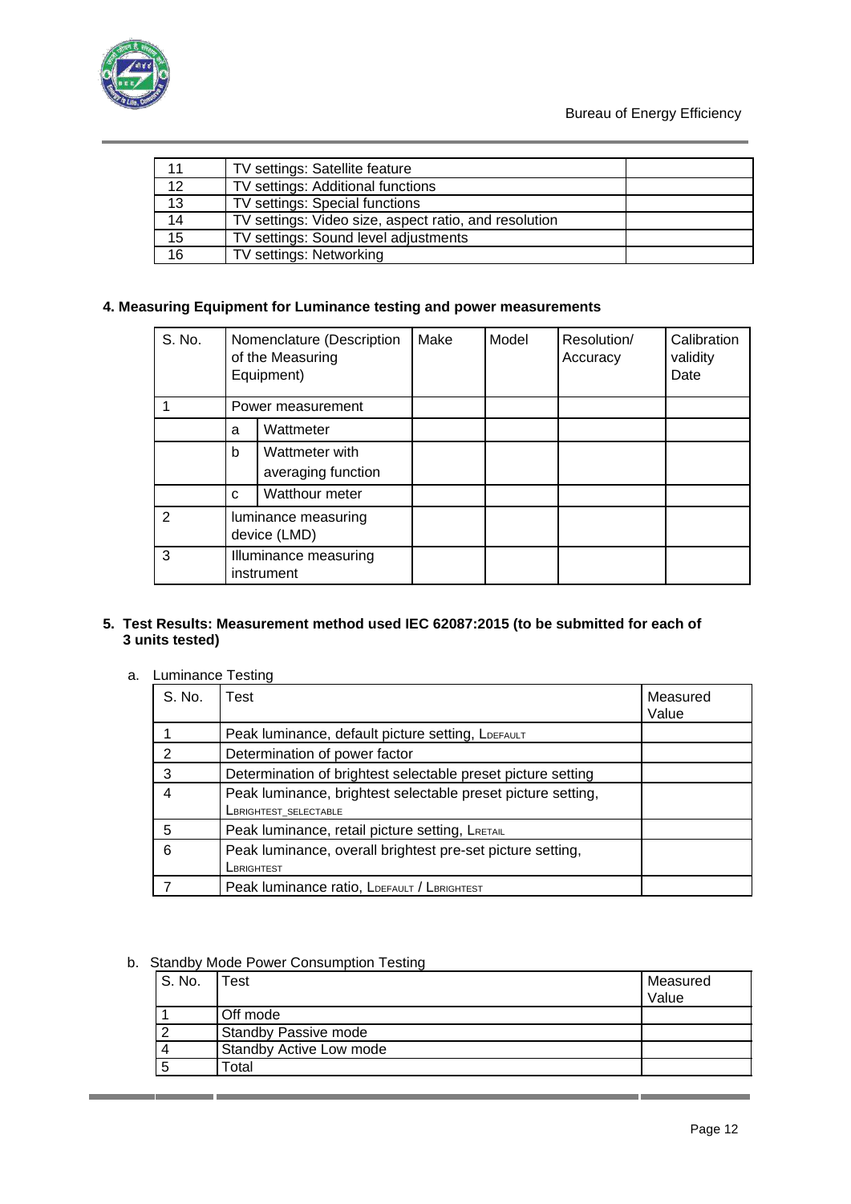| 11 | TV settings: Satellite feature | |
|---|---|---|
| 12 | TV settings: Additional functions | |
| 13 | TV settings: Special functions | |
| 14 | TV settings: Video size, aspect ratio, and resolution | |
| 15 | TV settings: Sound level adjustments | |
| 16 | TV settings: Networking | |

### 4. Measuring Equipment for Luminance testing and power measurements

| S. No. | Nomenclature (Description of the Measuring Equipment) | | Make | Model | Resolution/ Accuracy | Calibration validity Date |
|---|---|---|---|---|---|---|
| 1 | Power measurement | | | | | |
| | a | Wattmeter | | | | |
| | b | Wattmeter with averaging function | | | | |
| | c | Watthour meter | | | | |
| 2 | luminance measuring device (LMD) | | | | | |
| 3 | Illuminance measuring instrument | | | | | |

### 5. Test Results: Measurement method used IEC 62087:2015 (to be submitted for each of 3 units tested)

a. Luminance Testing

| S. No. | Test | Measured Value |
|---|---|---|
| 1 | Peak luminance, default picture setting, $L_{DEFAULT}$ | |
| 2 | Determination of power factor | |
| 3 | Determination of brightest selectable preset picture setting | |
| 4 | Peak luminance, brightest selectable preset picture setting, $L_{BRIGHTEST\_SELECTABLE}$ | |
| 5 | Peak luminance, retail picture setting, $L_{RETAIL}$ | |
| 6 | Peak luminance, overall brightest pre-set picture setting, $L_{BRIGHTEST}$ | |
| 7 | Peak luminance ratio, $L_{DEFAULT}$ / $L_{BRIGHTEST}$ | |

b. Standby Mode Power Consumption Testing

| S. No. | Test | Measured Value |
|---|---|---|
| 1 | Off mode | |
| 2 | Standby Passive mode | |
| 4 | Standby Active Low mode | |
| 5 | Total | |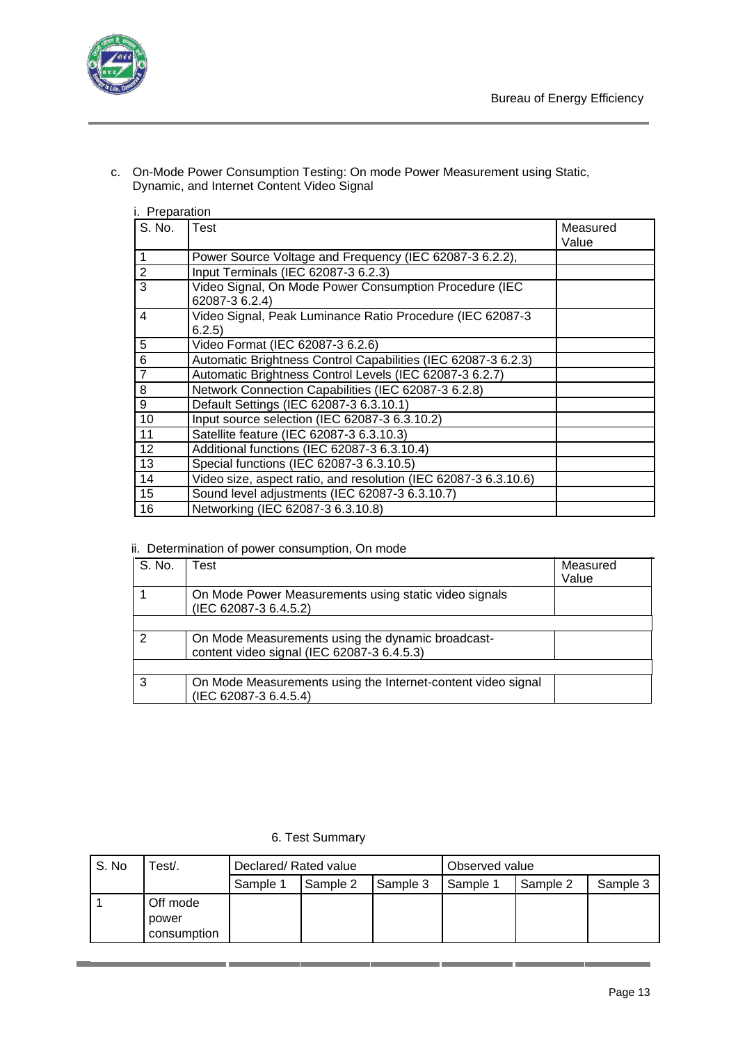c. On-Mode Power Consumption Testing: On mode Power Measurement using Static, Dynamic, and Internet Content Video Signal

i. Preparation

| S. No. | Test | Measured Value |
|---|---|---|
| 1 | Power Source Voltage and Frequency (IEC 62087-3 6.2.2), | |
| 2 | Input Terminals (IEC 62087-3 6.2.3) | |
| 3 | Video Signal, On Mode Power Consumption Procedure (IEC 62087-3 6.2.4) | |
| 4 | Video Signal, Peak Luminance Ratio Procedure (IEC 62087-3 6.2.5) | |
| 5 | Video Format (IEC 62087-3 6.2.6) | |
| 6 | Automatic Brightness Control Capabilities (IEC 62087-3 6.2.3) | |
| 7 | Automatic Brightness Control Levels (IEC 62087-3 6.2.7) | |
| 8 | Network Connection Capabilities (IEC 62087-3 6.2.8) | |
| 9 | Default Settings (IEC 62087-3 6.3.10.1) | |
| 10 | Input source selection (IEC 62087-3 6.3.10.2) | |
| 11 | Satellite feature (IEC 62087-3 6.3.10.3) | |
| 12 | Additional functions (IEC 62087-3 6.3.10.4) | |
| 13 | Special functions (IEC 62087-3 6.3.10.5) | |
| 14 | Video size, aspect ratio, and resolution (IEC 62087-3 6.3.10.6) | |
| 15 | Sound level adjustments (IEC 62087-3 6.3.10.7) | |
| 16 | Networking (IEC 62087-3 6.3.10.8) | |

ii. Determination of power consumption, On mode

| S. No. | Test | Measured Value |
|---|---|---|
| 1 | On Mode Power Measurements using static video signals (IEC 62087-3 6.4.5.2) | |
| | | |
| 2 | On Mode Measurements using the dynamic broadcast-content video signal (IEC 62087-3 6.4.5.3) | |
| | | |
| 3 | On Mode Measurements using the Internet-content video signal (IEC 62087-3 6.4.5.4) | |

6. Test Summary

| S. No | Test/. | Declared/ Rated value | | | Observed value | | |
|---|---|---|---|---|---|---|---|
| | | Sample 1 | Sample 2 | Sample 3 | Sample 1 | Sample 2 | Sample 3 |
| 1 | Off mode power consumption | | | | | | |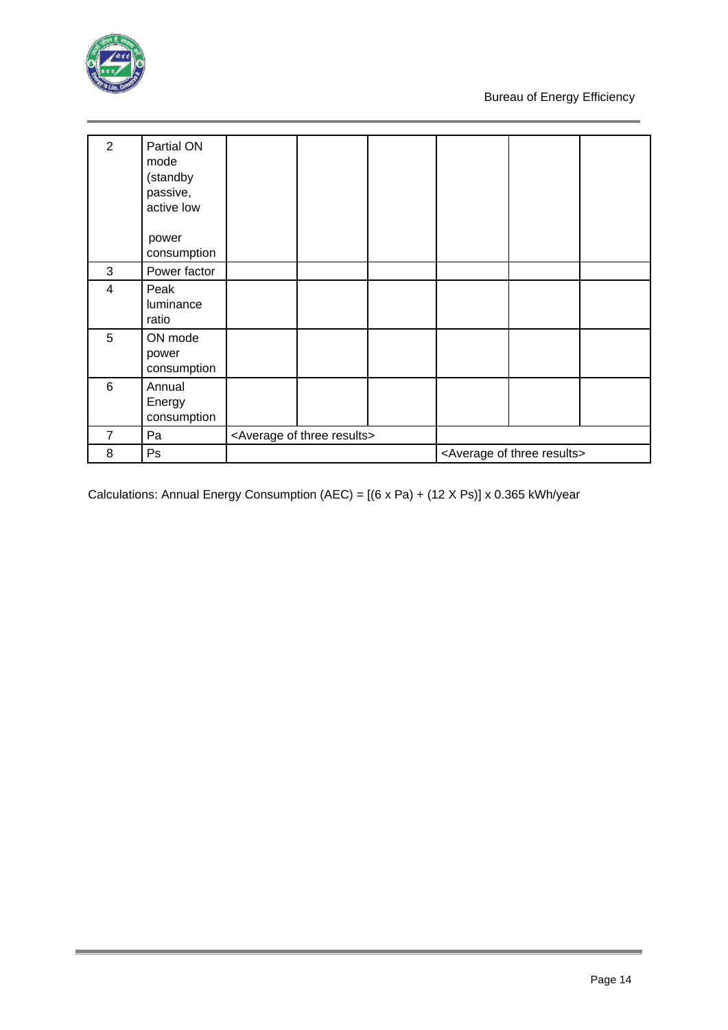| | | | | | | | |
|---|---|---|---|---|---|---|---|
| 2 | Partial ON mode (standby passive, active low power consumption | | | | | | |
| 3 | Power factor | | | | | | |
| 4 | Peak luminance ratio | | | | | | |
| 5 | ON mode power consumption | | | | | | |
| 6 | Annual Energy consumption | | | | | | |
| 7 | Pa | <Average of three results> | | | | | |
| 8 | Ps | | | | <Average of three results> | | |

Calculations: Annual Energy Consumption (AEC) = [(6 x Pa) + (12 X Ps)] x 0.365 kWh/year